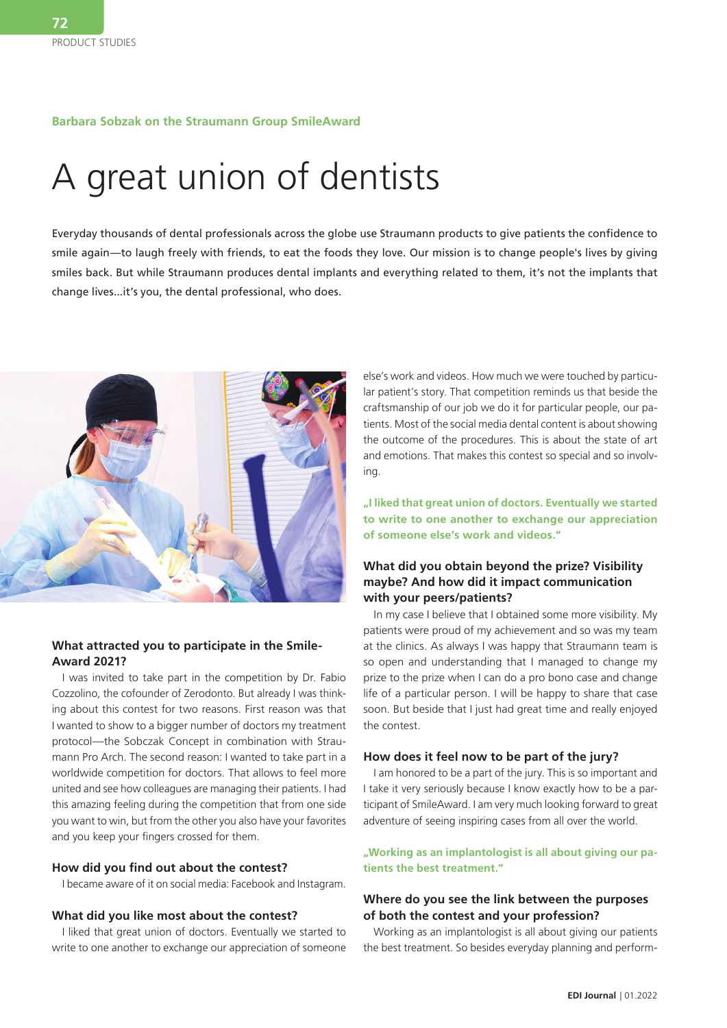Barbara Sobzak on the Straumann Group SmileAward

# A great union of dentists

Everyday thousands of dental professionals across the globe use Straumann products to give patients the confidence to smile again—to laugh freely with friends, to eat the foods they love. Our mission is to change people's lives by giving smiles back. But while Straumann produces dental implants and everything related to them, it's not the implants that change lives...it's you, the dental professional, who does.

### What attracted you to participate in the Smile-Award 2021?

I was invited to take part in the competition by Dr. Fabio Cozzolino, the cofounder of Zerodonto. But already I was thinking about this contest for two reasons. First reason was that I wanted to show to a bigger number of doctors my treatment protocol—the Sobczak Concept in combination with Straumann Pro Arch. The second reason: I wanted to take part in a worldwide competition for doctors. That allows to feel more united and see how colleagues are managing their patients. I had this amazing feeling during the competition that from one side you want to win, but from the other you also have your favorites and you keep your fingers crossed for them.

### How did you find out about the contest?

I became aware of it on social media: Facebook and Instagram.

### What did you like most about the contest?

I liked that great union of doctors. Eventually we started to write to one another to exchange our appreciation of someone else's work and videos. How much we were touched by particular patient's story. That competition reminds us that beside the craftsmanship of our job we do it for particular people, our patients. Most of the social media dental content is about showing the outcome of the procedures. This is about the state of art and emotions. That makes this contest so special and so involving.

**„I liked that great union of doctors. Eventually we started to write to one another to exchange our appreciation of someone else's work and videos."**

### What did you obtain beyond the prize? Visibility maybe? And how did it impact communication with your peers/patients?

In my case I believe that I obtained some more visibility. My patients were proud of my achievement and so was my team at the clinics. As always I was happy that Straumann team is so open and understanding that I managed to change my prize to the prize when I can do a pro bono case and change life of a particular person. I will be happy to share that case soon. But beside that I just had great time and really enjoyed the contest.

### How does it feel now to be part of the jury?

I am honored to be a part of the jury. This is so important and I take it very seriously because I know exactly how to be a participant of SmileAward. I am very much looking forward to great adventure of seeing inspiring cases from all over the world.

**„Working as an implantologist is all about giving our patients the best treatment."**

### Where do you see the link between the purposes of both the contest and your profession?

Working as an implantologist is all about giving our patients the best treatment. So besides everyday planning and perform-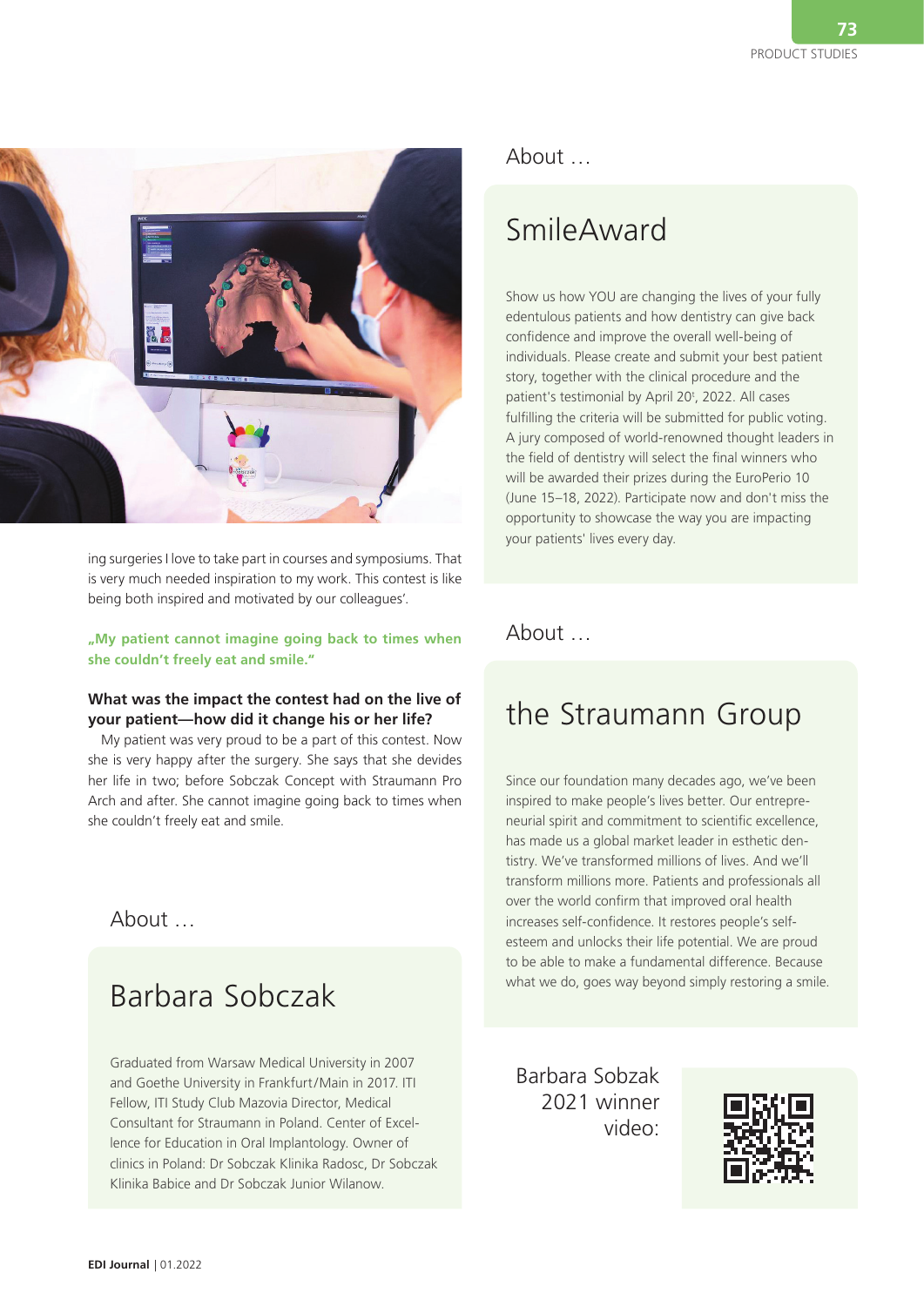ing surgeries I love to take part in courses and symposiums. That is very much needed inspiration to my work. This contest is like being both inspired and motivated by our colleagues'.

„My patient cannot imagine going back to times when she couldn't freely eat and smile."

**What was the impact the contest had on the live of your patient—how did it change his or her life?**

My patient was very proud to be a part of this contest. Now she is very happy after the surgery. She says that she devides her life in two; before Sobczak Concept with Straumann Pro Arch and after. She cannot imagine going back to times when she couldn't freely eat and smile.

About …

## Barbara Sobczak

Graduated from Warsaw Medical University in 2007 and Goethe University in Frankfurt/Main in 2017. ITI Fellow, ITI Study Club Mazovia Director, Medical Consultant for Straumann in Poland. Center of Excellence for Education in Oral Implantology. Owner of clinics in Poland: Dr Sobczak Klinika Radosc, Dr Sobczak Klinika Babice and Dr Sobczak Junior Wilanow.

About …

## SmileAward

Show us how YOU are changing the lives of your fully edentulous patients and how dentistry can give back confidence and improve the overall well-being of individuals. Please create and submit your best patient story, together with the clinical procedure and the patient's testimonial by April 20t, 2022. All cases fulfilling the criteria will be submitted for public voting. A jury composed of world-renowned thought leaders in the field of dentistry will select the final winners who will be awarded their prizes during the EuroPerio 10 (June 15–18, 2022). Participate now and don't miss the opportunity to showcase the way you are impacting your patients' lives every day.

About …

## the Straumann Group

Since our foundation many decades ago, we've been inspired to make people's lives better. Our entrepreneurial spirit and commitment to scientific excellence, has made us a global market leader in esthetic dentistry. We've transformed millions of lives. And we'll transform millions more. Patients and professionals all over the world confirm that improved oral health increases self-confidence. It restores people's self-esteem and unlocks their life potential. We are proud to be able to make a fundamental difference. Because what we do, goes way beyond simply restoring a smile.

Barbara Sobzak 2021 winner video: